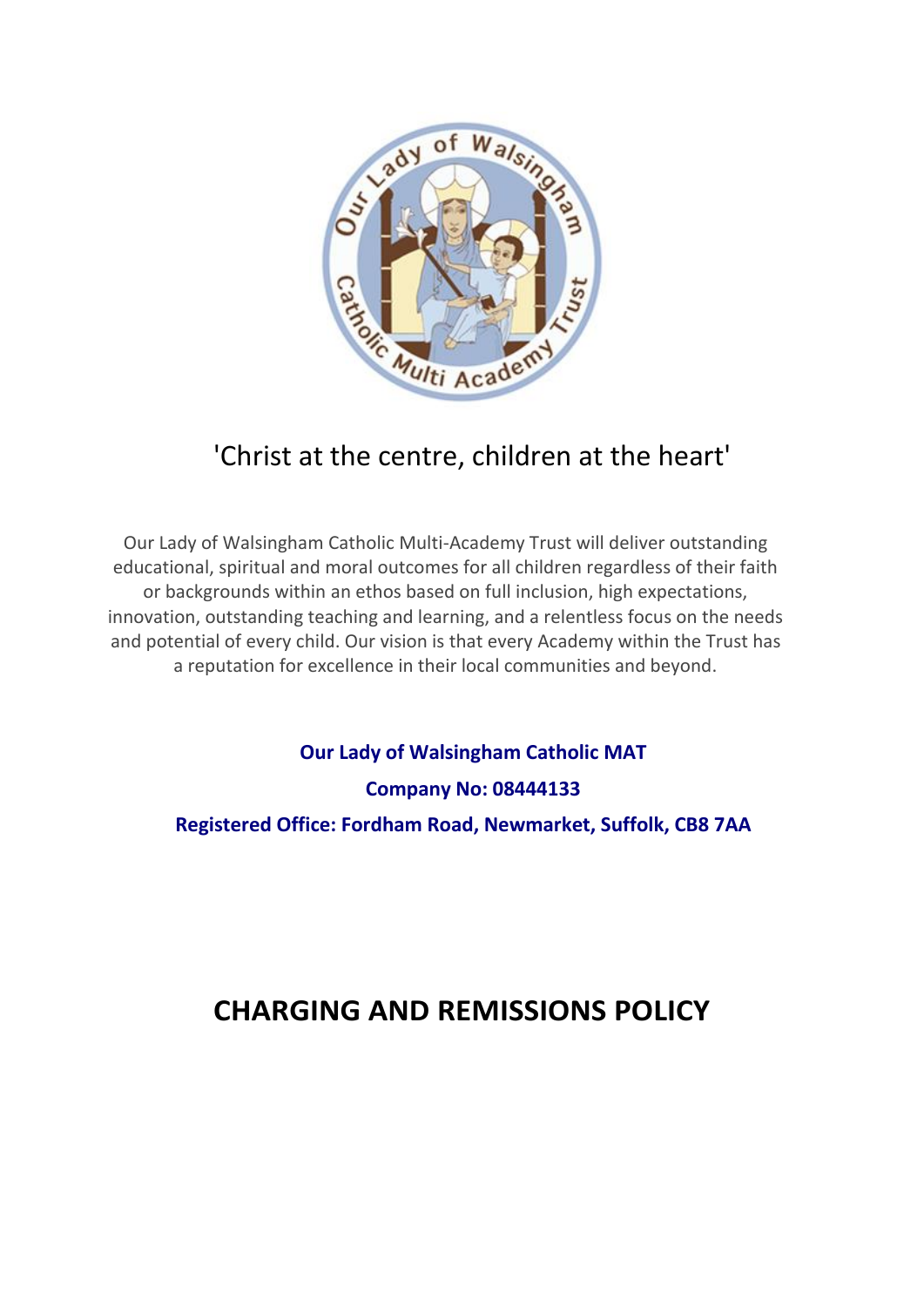'Christ at the centre, children at the heart'

Our Lady of Walsingham Catholic Multi-Academy Trust will deliver outstanding educational, spiritual and moral outcomes for all children regardless of their faith or backgrounds within an ethos based on full inclusion, high expectations, innovation, outstanding teaching and learning, and a relentless focus on the needs and potential of every child. Our vision is that every Academy within the Trust has a reputation for excellence in their local communities and beyond.

**Our Lady of Walsingham Catholic MAT**

**Company No: 08444133**

**Registered Office: Fordham Road, Newmarket, Suffolk, CB8 7AA**

# CHARGING AND REMISSIONS POLICY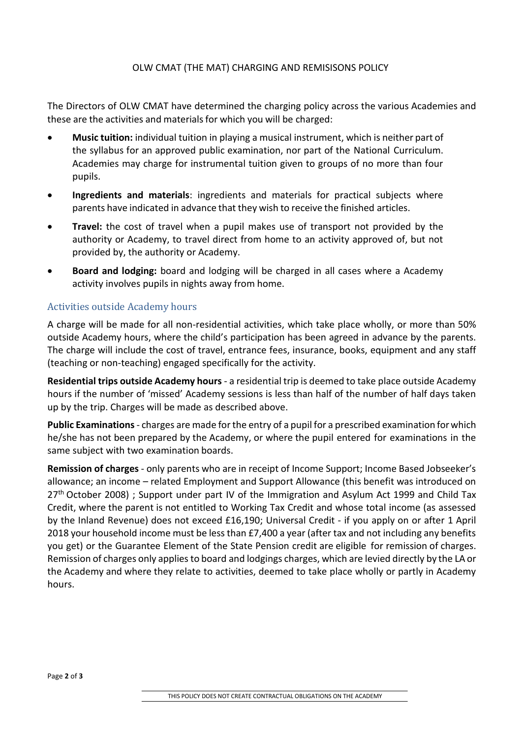OLW CMAT (THE MAT) CHARGING AND REMISISONS POLICY

The Directors of OLW CMAT have determined the charging policy across the various Academies and these are the activities and materials for which you will be charged:

- **Music tuition:** individual tuition in playing a musical instrument, which is neither part of the syllabus for an approved public examination, nor part of the National Curriculum. Academies may charge for instrumental tuition given to groups of no more than four pupils.
- **Ingredients and materials**: ingredients and materials for practical subjects where parents have indicated in advance that they wish to receive the finished articles.
- **Travel:** the cost of travel when a pupil makes use of transport not provided by the authority or Academy, to travel direct from home to an activity approved of, but not provided by, the authority or Academy.
- **Board and lodging:** board and lodging will be charged in all cases where a Academy activity involves pupils in nights away from home.

## Activities outside Academy hours

A charge will be made for all non-residential activities, which take place wholly, or more than 50% outside Academy hours, where the child's participation has been agreed in advance by the parents. The charge will include the cost of travel, entrance fees, insurance, books, equipment and any staff (teaching or non-teaching) engaged specifically for the activity.

**Residential trips outside Academy hours** - a residential trip is deemed to take place outside Academy hours if the number of 'missed' Academy sessions is less than half of the number of half days taken up by the trip. Charges will be made as described above.

**Public Examinations** - charges are made for the entry of a pupil for a prescribed examination for which he/she has not been prepared by the Academy, or where the pupil entered for examinations in the same subject with two examination boards.

**Remission of charges** - only parents who are in receipt of Income Support; Income Based Jobseeker's allowance; an income – related Employment and Support Allowance (this benefit was introduced on 27th October 2008) ; Support under part IV of the Immigration and Asylum Act 1999 and Child Tax Credit, where the parent is not entitled to Working Tax Credit and whose total income (as assessed by the Inland Revenue) does not exceed £16,190; Universal Credit - if you apply on or after 1 April 2018 your household income must be less than £7,400 a year (after tax and not including any benefits you get) or the Guarantee Element of the State Pension credit are eligible for remission of charges. Remission of charges only applies to board and lodgings charges, which are levied directly by the LA or the Academy and where they relate to activities, deemed to take place wholly or partly in Academy hours.

THIS POLICY DOES NOT CREATE CONTRACTUAL OBLIGATIONS ON THE ACADEMY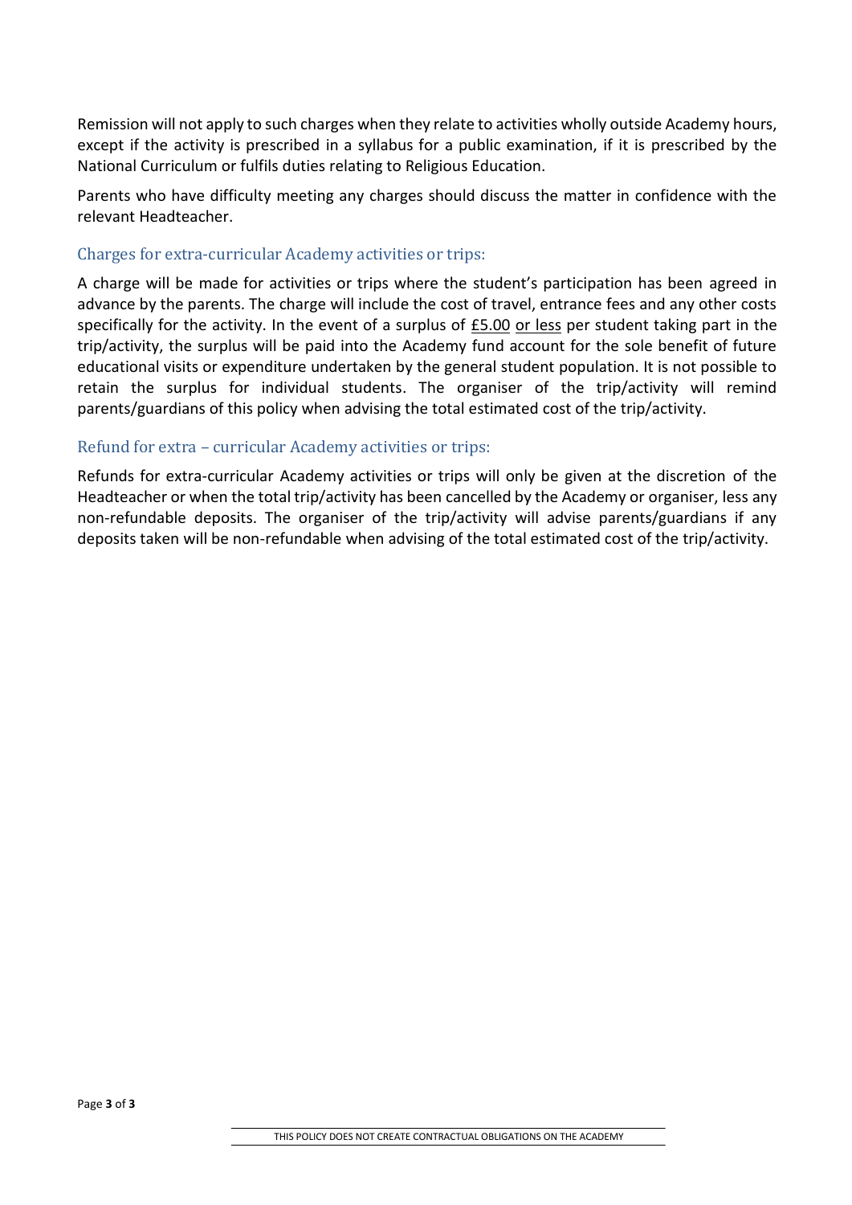Remission will not apply to such charges when they relate to activities wholly outside Academy hours, except if the activity is prescribed in a syllabus for a public examination, if it is prescribed by the National Curriculum or fulfils duties relating to Religious Education.

Parents who have difficulty meeting any charges should discuss the matter in confidence with the relevant Headteacher.

## Charges for extra-curricular Academy activities or trips:

A charge will be made for activities or trips where the student's participation has been agreed in advance by the parents. The charge will include the cost of travel, entrance fees and any other costs specifically for the activity. In the event of a surplus of £5.00 or less per student taking part in the trip/activity, the surplus will be paid into the Academy fund account for the sole benefit of future educational visits or expenditure undertaken by the general student population. It is not possible to retain the surplus for individual students. The organiser of the trip/activity will remind parents/guardians of this policy when advising the total estimated cost of the trip/activity.

## Refund for extra – curricular Academy activities or trips:

Refunds for extra-curricular Academy activities or trips will only be given at the discretion of the Headteacher or when the total trip/activity has been cancelled by the Academy or organiser, less any non-refundable deposits. The organiser of the trip/activity will advise parents/guardians if any deposits taken will be non-refundable when advising of the total estimated cost of the trip/activity.